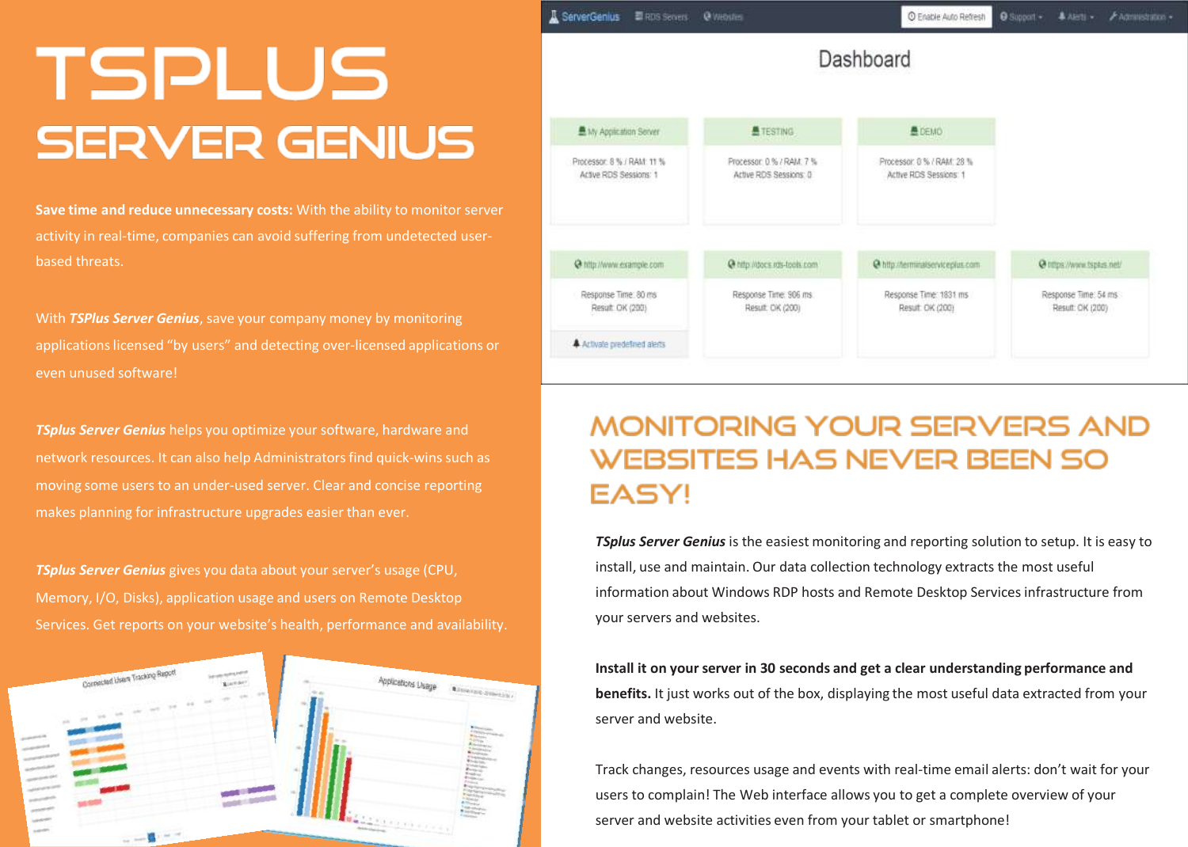# TSPLUS

## SERVER GENIUS

**Save time and reduce unnecessary costs:** With the ability to monitor server activity in real-time, companies can avoid suffering from undetected user-based threats.

With ***TSPlus Server Genius***, save your company money by monitoring applications licensed "by users" and detecting over-licensed applications or even unused software!

***TSplus Server Genius*** helps you optimize your software, hardware and network resources. It can also help Administrators find quick-wins such as moving some users to an under-used server. Clear and concise reporting makes planning for infrastructure upgrades easier than ever.

***TSplus Server Genius*** gives you data about your server's usage (CPU, Memory, I/O, Disks), application usage and users on Remote Desktop Services. Get reports on your website's health, performance and availability.

## MONITORING YOUR SERVERS AND WEBSITES HAS NEVER BEEN SO EASY!

***TSplus Server Genius*** is the easiest monitoring and reporting solution to setup. It is easy to install, use and maintain. Our data collection technology extracts the most useful information about Windows RDP hosts and Remote Desktop Services infrastructure from your servers and websites.

**Install it on your server in 30 seconds and get a clear understanding performance and benefits.** It just works out of the box, displaying the most useful data extracted from your server and website.

Track changes, resources usage and events with real-time email alerts: don't wait for your users to complain! The Web interface allows you to get a complete overview of your server and website activities even from your tablet or smartphone!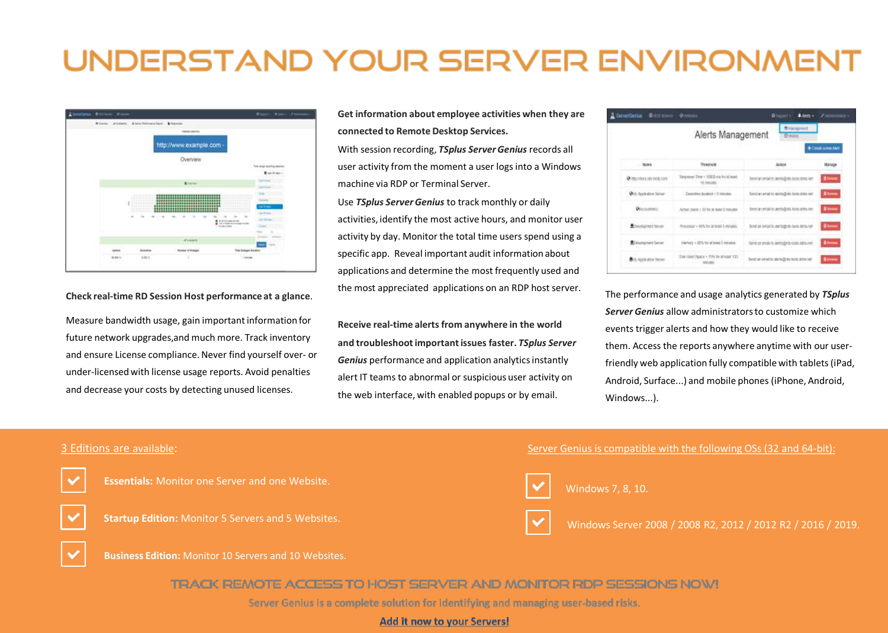# UNDERSTAND YOUR SERVER ENVIRONMENT

**Check real-time RD Session Host performance at a glance.**

Measure bandwidth usage, gain important information for future network upgrades,and much more. Track inventory and ensure License compliance. Never find yourself over- or under-licensed with license usage reports. Avoid penalties and decrease your costs by detecting unused licenses.

**Get information about employee activities when they are connected to Remote Desktop Services.**

With session recording, ***TSplus Server Genius*** records all user activity from the moment a user logs into a Windows machine via RDP or Terminal Server.

Use ***TSplus Server Genius*** to track monthly or daily activities, identify the most active hours, and monitor user activity by day. Monitor the total time users spend using a specific app. Reveal important audit information about applications and determine the most frequently used and the most appreciated applications on an RDP host server.

**Receive real-time alerts from anywhere in the world and troubleshoot important issues faster. *TSplus Server Genius*** performance and application analytics instantly alert IT teams to abnormal or suspicious user activity on the web interface, with enabled popups or by email.

The performance and usage analytics generated by ***TSplus Server Genius*** allow administrators to customize which events trigger alerts and how they would like to receive them. Access the reports anywhere anytime with our user-friendly web application fully compatible with tablets (iPad, Android, Surface...) and mobile phones (iPhone, Android, Windows...).

3 Editions are available:

- **Essentials:** Monitor one Server and one Website.
- **Startup Edition:** Monitor 5 Servers and 5 Websites.
- **Business Edition:** Monitor 10 Servers and 10 Websites.

Server Genius is compatible with the following OSs (32 and 64-bit):

- Windows 7, 8, 10.
- Windows Server 2008 / 2008 R2, 2012 / 2012 R2 / 2016 / 2019.

## TRACK REMOTE ACCESS TO HOST SERVER AND MONITOR RDP SESSIONS NOW!

Server Genius is a complete solution for identifying and managing user-based risks.

**Add it now to your Servers!**